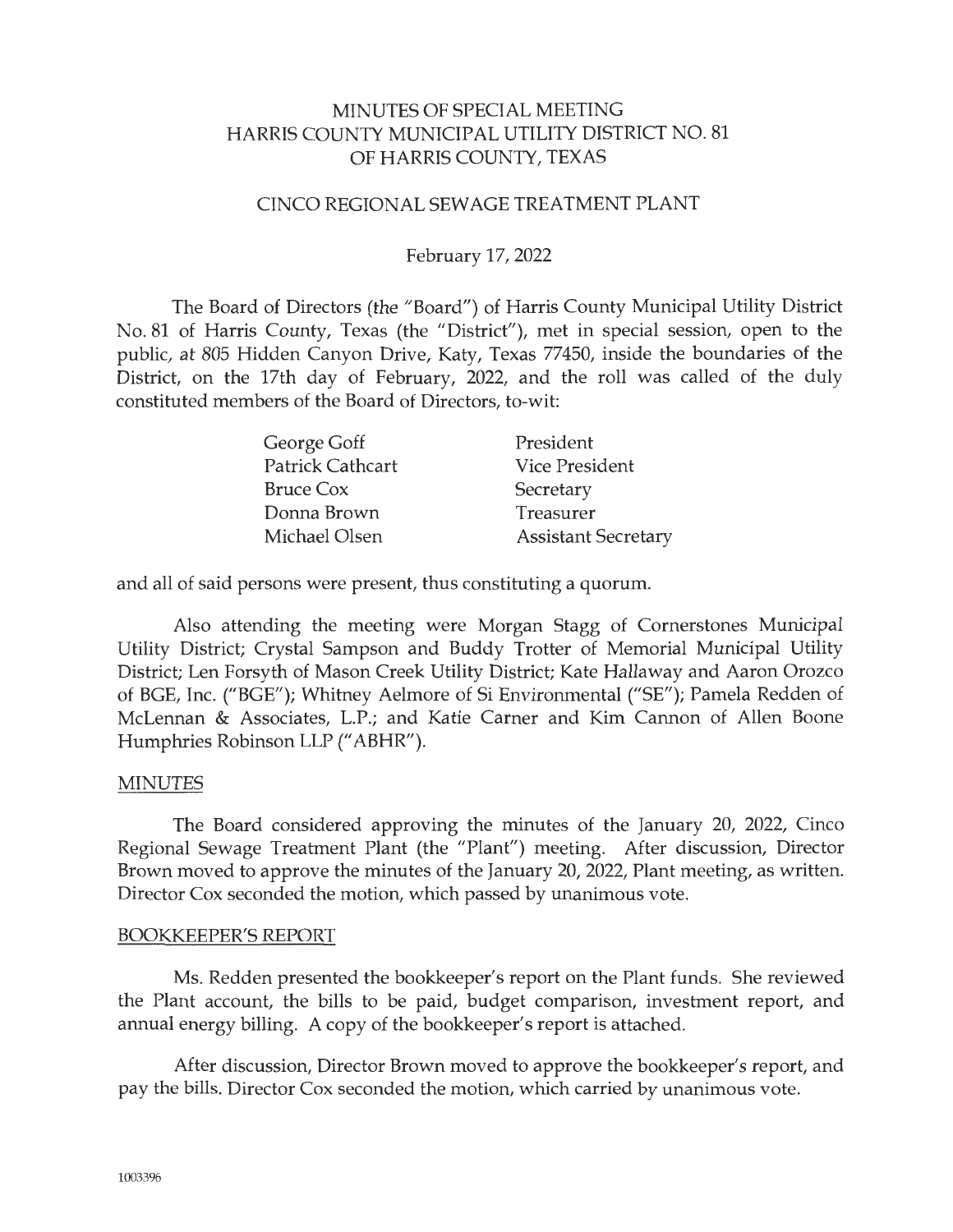# MINUTES OF SPECIAL MEETING
# HARRIS COUNTY MUNICIPAL UTILITY DISTRICT NO. 81
# OF HARRIS COUNTY, TEXAS

## CINCO REGIONAL SEWAGE TREATMENT PLANT

February 17, 2022

The Board of Directors (the "Board") of Harris County Municipal Utility District No. 81 of Harris County, Texas (the "District"), met in special session, open to the public, at 805 Hidden Canyon Drive, Katy, Texas 77450, inside the boundaries of the District, on the 17th day of February, 2022, and the roll was called of the duly constituted members of the Board of Directors, to-wit:

| | |
|---|---|
| George Goff | President |
| Patrick Cathcart | Vice President |
| Bruce Cox | Secretary |
| Donna Brown | Treasurer |
| Michael Olsen | Assistant Secretary |

and all of said persons were present, thus constituting a quorum.

Also attending the meeting were Morgan Stagg of Cornerstones Municipal Utility District; Crystal Sampson and Buddy Trotter of Memorial Municipal Utility District; Len Forsyth of Mason Creek Utility District; Kate Hallaway and Aaron Orozco of BGE, Inc. ("BGE"); Whitney Aelmore of Si Environmental ("SE"); Pamela Redden of McLennan & Associates, L.P.; and Katie Carner and Kim Cannon of Allen Boone Humphries Robinson LLP ("ABHR").

### MINUTES

The Board considered approving the minutes of the January 20, 2022, Cinco Regional Sewage Treatment Plant (the "Plant") meeting. After discussion, Director Brown moved to approve the minutes of the January 20, 2022, Plant meeting, as written. Director Cox seconded the motion, which passed by unanimous vote.

### BOOKKEEPER'S REPORT

Ms. Redden presented the bookkeeper's report on the Plant funds. She reviewed the Plant account, the bills to be paid, budget comparison, investment report, and annual energy billing. A copy of the bookkeeper's report is attached.

After discussion, Director Brown moved to approve the bookkeeper's report, and pay the bills. Director Cox seconded the motion, which carried by unanimous vote.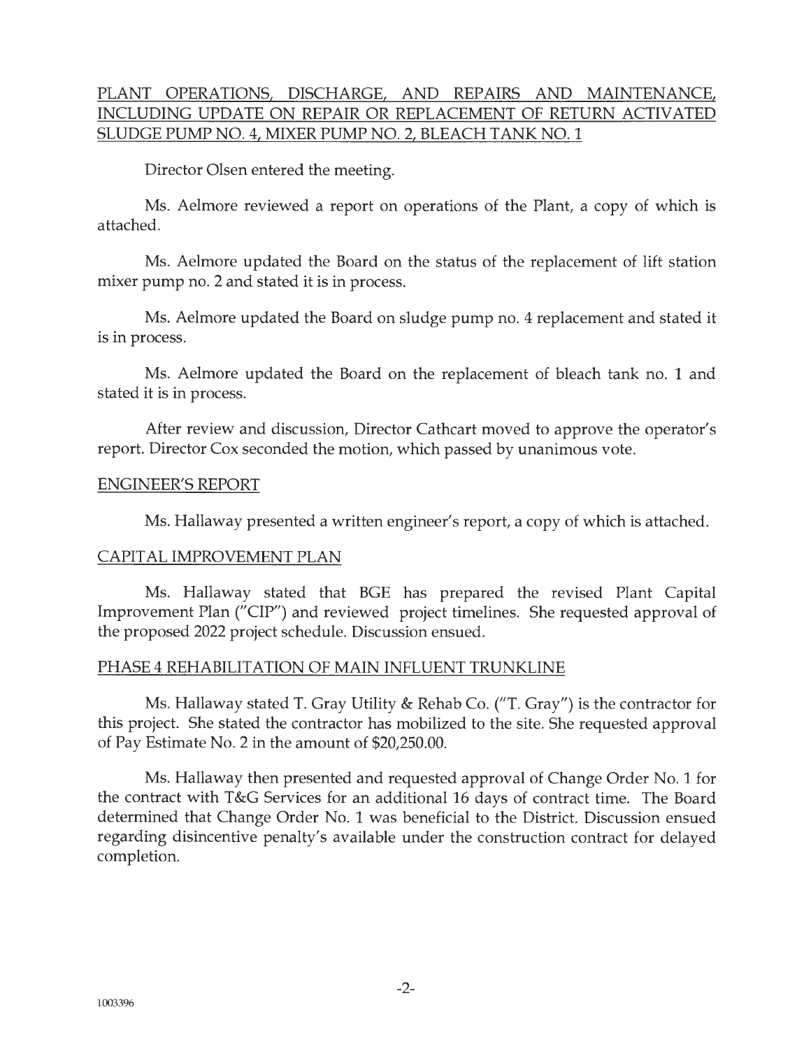## PLANT OPERATIONS, DISCHARGE, AND REPAIRS AND MAINTENANCE, INCLUDING UPDATE ON REPAIR OR REPLACEMENT OF RETURN ACTIVATED SLUDGE PUMP NO. 4, MIXER PUMP NO. 2, BLEACH TANK NO. 1

Director Olsen entered the meeting.

Ms. Aelmore reviewed a report on operations of the Plant, a copy of which is attached.

Ms. Aelmore updated the Board on the status of the replacement of lift station mixer pump no. 2 and stated it is in process.

Ms. Aelmore updated the Board on sludge pump no. 4 replacement and stated it is in process.

Ms. Aelmore updated the Board on the replacement of bleach tank no. 1 and stated it is in process.

After review and discussion, Director Cathcart moved to approve the operator's report. Director Cox seconded the motion, which passed by unanimous vote.

## ENGINEER'S REPORT

Ms. Hallaway presented a written engineer's report, a copy of which is attached.

## CAPITAL IMPROVEMENT PLAN

Ms. Hallaway stated that BGE has prepared the revised Plant Capital Improvement Plan ("CIP") and reviewed project timelines. She requested approval of the proposed 2022 project schedule. Discussion ensued.

## PHASE 4 REHABILITATION OF MAIN INFLUENT TRUNKLINE

Ms. Hallaway stated T. Gray Utility & Rehab Co. ("T. Gray") is the contractor for this project. She stated the contractor has mobilized to the site. She requested approval of Pay Estimate No. 2 in the amount of $20,250.00.

Ms. Hallaway then presented and requested approval of Change Order No. 1 for the contract with T&G Services for an additional 16 days of contract time. The Board determined that Change Order No. 1 was beneficial to the District. Discussion ensued regarding disincentive penalty's available under the construction contract for delayed completion.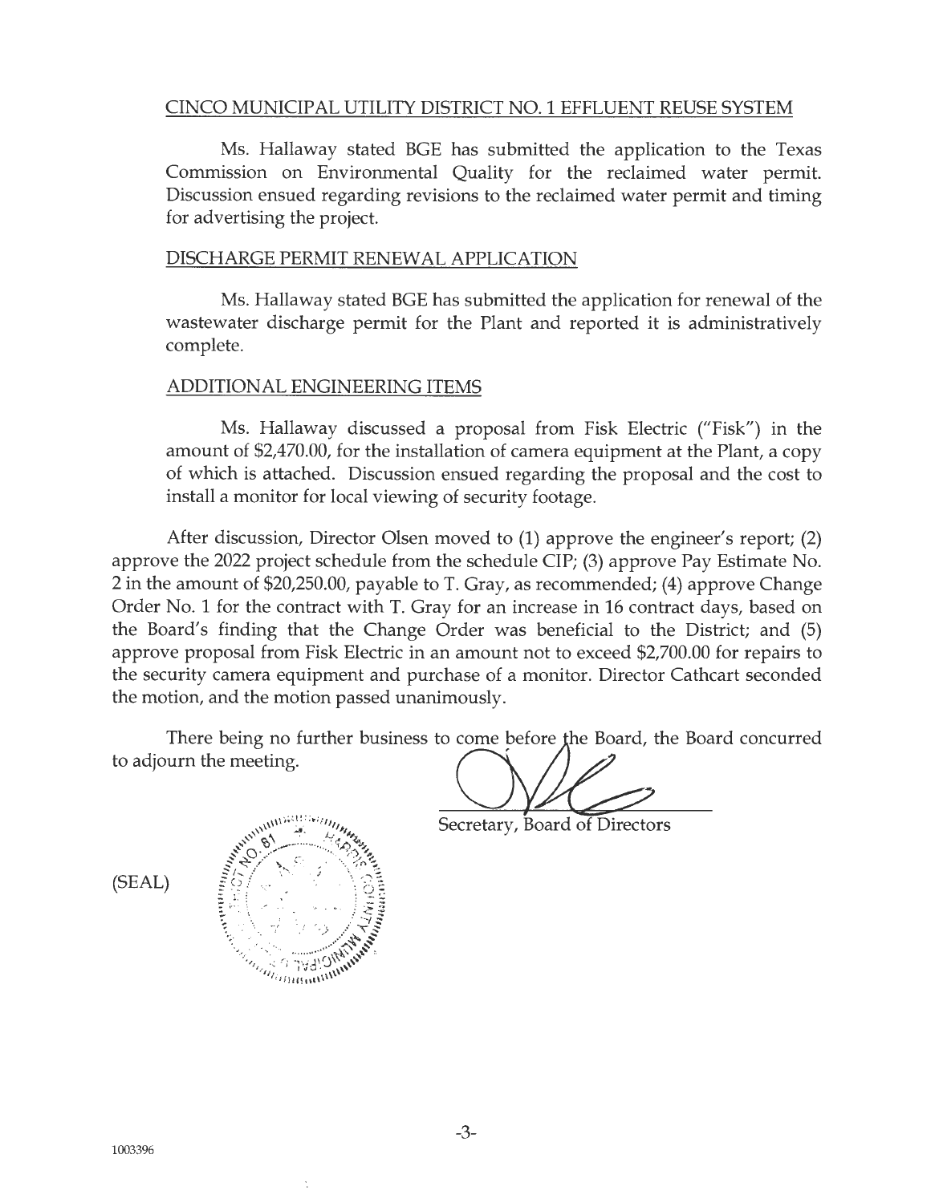## CINCO MUNICIPAL UTILITY DISTRICT NO. 1 EFFLUENT REUSE SYSTEM

Ms. Hallaway stated BGE has submitted the application to the Texas Commission on Environmental Quality for the reclaimed water permit. Discussion ensued regarding revisions to the reclaimed water permit and timing for advertising the project.

## DISCHARGE PERMIT RENEWAL APPLICATION

Ms. Hallaway stated BGE has submitted the application for renewal of the wastewater discharge permit for the Plant and reported it is administratively complete.

## ADDITIONAL ENGINEERING ITEMS

Ms. Hallaway discussed a proposal from Fisk Electric ("Fisk") in the amount of $2,470.00, for the installation of camera equipment at the Plant, a copy of which is attached. Discussion ensued regarding the proposal and the cost to install a monitor for local viewing of security footage.

After discussion, Director Olsen moved to (1) approve the engineer's report; (2) approve the 2022 project schedule from the schedule CIP; (3) approve Pay Estimate No. 2 in the amount of $20,250.00, payable to T. Gray, as recommended; (4) approve Change Order No. 1 for the contract with T. Gray for an increase in 16 contract days, based on the Board's finding that the Change Order was beneficial to the District; and (5) approve proposal from Fisk Electric in an amount not to exceed $2,700.00 for repairs to the security camera equipment and purchase of a monitor. Director Cathcart seconded the motion, and the motion passed unanimously.

There being no further business to come before the Board, the Board concurred to adjourn the meeting.

Secretary, Board of Directors

(SEAL)

1003396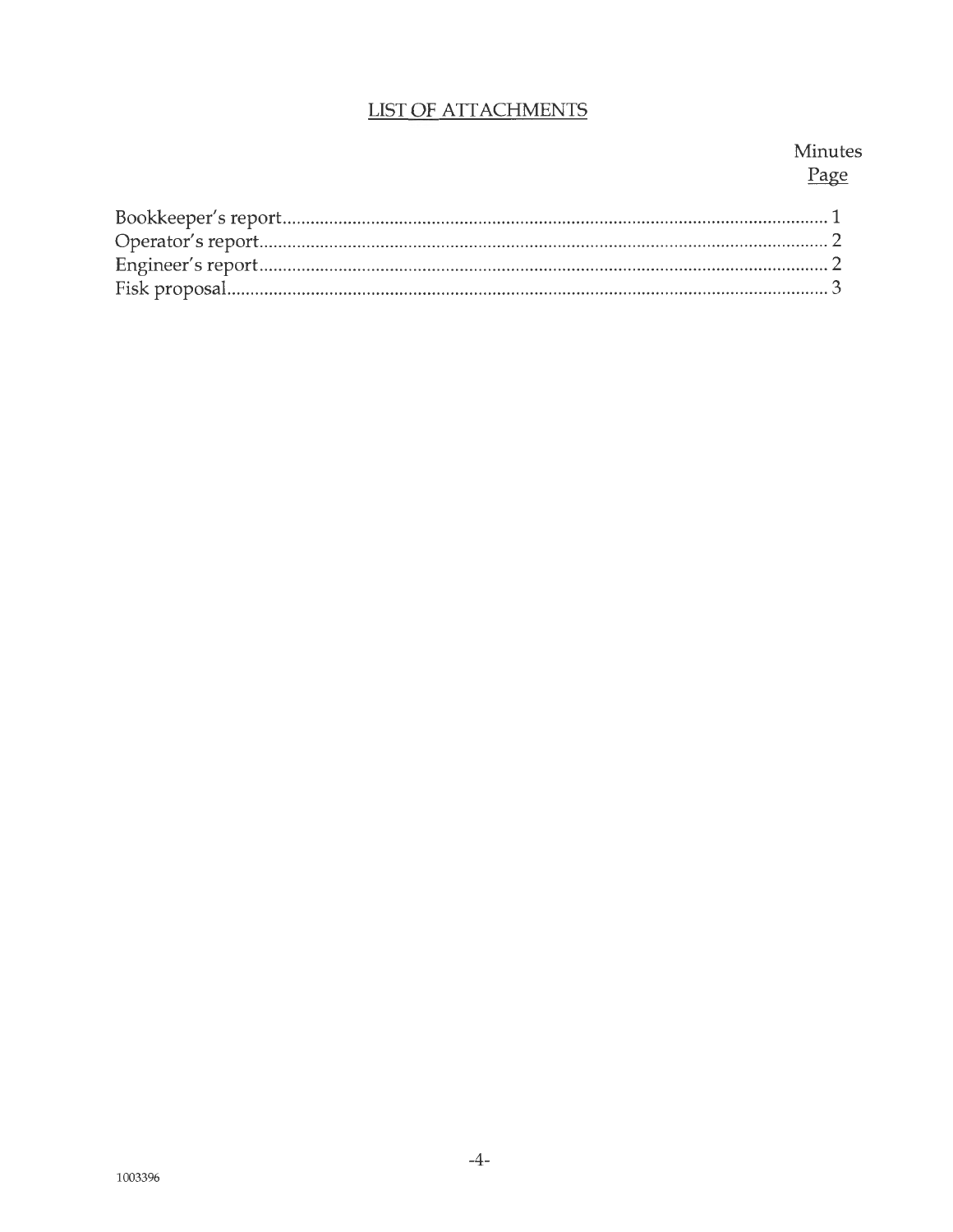## LIST OF ATTACHMENTS

| | Minutes Page |
|---|---|
| Bookkeeper's report | 1 |
| Operator's report | 2 |
| Engineer's report | 2 |
| Fisk proposal | 3 |

1003396